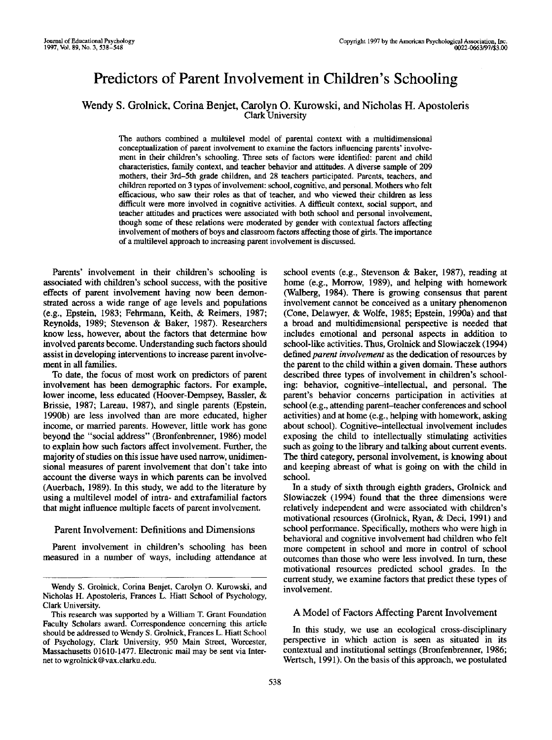# Predictors of Parent Involvement in Children's Schooling

Wendy S. Grolnick, Corina Benjet, Carolyn O. Kurowski, and Nicholas H. Apostoleris
Clark University

The authors combined a multilevel model of parental context with a multidimensional conceptualization of parent involvement to examine the factors influencing parents' involvement in their children's schooling. Three sets of factors were identified: parent and child characteristics, family context, and teacher behavior and attitudes. A diverse sample of 209 mothers, their 3rd–5th grade children, and 28 teachers participated. Parents, teachers, and children reported on 3 types of involvement: school, cognitive, and personal. Mothers who felt efficacious, who saw their roles as that of teacher, and who viewed their children as less difficult were more involved in cognitive activities. A difficult context, social support, and teacher attitudes and practices were associated with both school and personal involvement, though some of these relations were moderated by gender with contextual factors affecting involvement of mothers of boys and classroom factors affecting those of girls. The importance of a multilevel approach to increasing parent involvement is discussed.

Parents' involvement in their children's schooling is associated with children's school success, with the positive effects of parent involvement having now been demonstrated across a wide range of age levels and populations (e.g., Epstein, 1983; Fehrmann, Keith, & Reimers, 1987; Reynolds, 1989; Stevenson & Baker, 1987). Researchers know less, however, about the factors that determine how involved parents become. Understanding such factors should assist in developing interventions to increase parent involvement in all families.

To date, the focus of most work on predictors of parent involvement has been demographic factors. For example, lower income, less educated (Hoover-Dempsey, Bassler, & Brissie, 1987; Lareau, 1987), and single parents (Epstein, 1990b) are less involved than are more educated, higher income, or married parents. However, little work has gone beyond the "social address" (Bronfenbrenner, 1986) model to explain how such factors affect involvement. Further, the majority of studies on this issue have used narrow, unidimensional measures of parent involvement that don't take into account the diverse ways in which parents can be involved (Auerbach, 1989). In this study, we add to the literature by using a multilevel model of intra- and extrafamilial factors that might influence multiple facets of parent involvement.

## Parent Involvement: Definitions and Dimensions

Parent involvement in children's schooling has been measured in a number of ways, including attendance at school events (e.g., Stevenson & Baker, 1987), reading at home (e.g., Morrow, 1989), and helping with homework (Walberg, 1984). There is growing consensus that parent involvement cannot be conceived as a unitary phenomenon (Cone, Delawyer, & Wolfe, 1985; Epstein, 1990a) and that a broad and multidimensional perspective is needed that includes emotional and personal aspects in addition to school-like activities. Thus, Grolnick and Slowiaczek (1994) defined *parent involvement* as the dedication of resources by the parent to the child within a given domain. These authors described three types of involvement in children's schooling: behavior, cognitive–intellectual, and personal. The parent's behavior concerns participation in activities at school (e.g., attending parent–teacher conferences and school activities) and at home (e.g., helping with homework, asking about school). Cognitive–intellectual involvement includes exposing the child to intellectually stimulating activities such as going to the library and talking about current events. The third category, personal involvement, is knowing about and keeping abreast of what is going on with the child in school.

In a study of sixth through eighth graders, Grolnick and Slowiaczek (1994) found that the three dimensions were relatively independent and were associated with children's motivational resources (Grolnick, Ryan, & Deci, 1991) and school performance. Specifically, mothers who were high in behavioral and cognitive involvement had children who felt more competent in school and more in control of school outcomes than those who were less involved. In turn, these motivational resources predicted school grades. In the current study, we examine factors that predict these types of involvement.

## A Model of Factors Affecting Parent Involvement

In this study, we use an ecological cross-disciplinary perspective in which action is seen as situated in its contextual and institutional settings (Bronfenbrenner, 1986; Wertsch, 1991). On the basis of this approach, we postulated

---

Wendy S. Grolnick, Corina Benjet, Carolyn O. Kurowski, and Nicholas H. Apostoleris, Frances L. Hiatt School of Psychology, Clark University.

This research was supported by a William T. Grant Foundation Faculty Scholars award. Correspondence concerning this article should be addressed to Wendy S. Grolnick, Frances L. Hiatt School of Psychology, Clark University, 950 Main Street, Worcester, Massachusetts 01610-1477. Electronic mail may be sent via Internet to wgrolnick@vax.clarku.edu.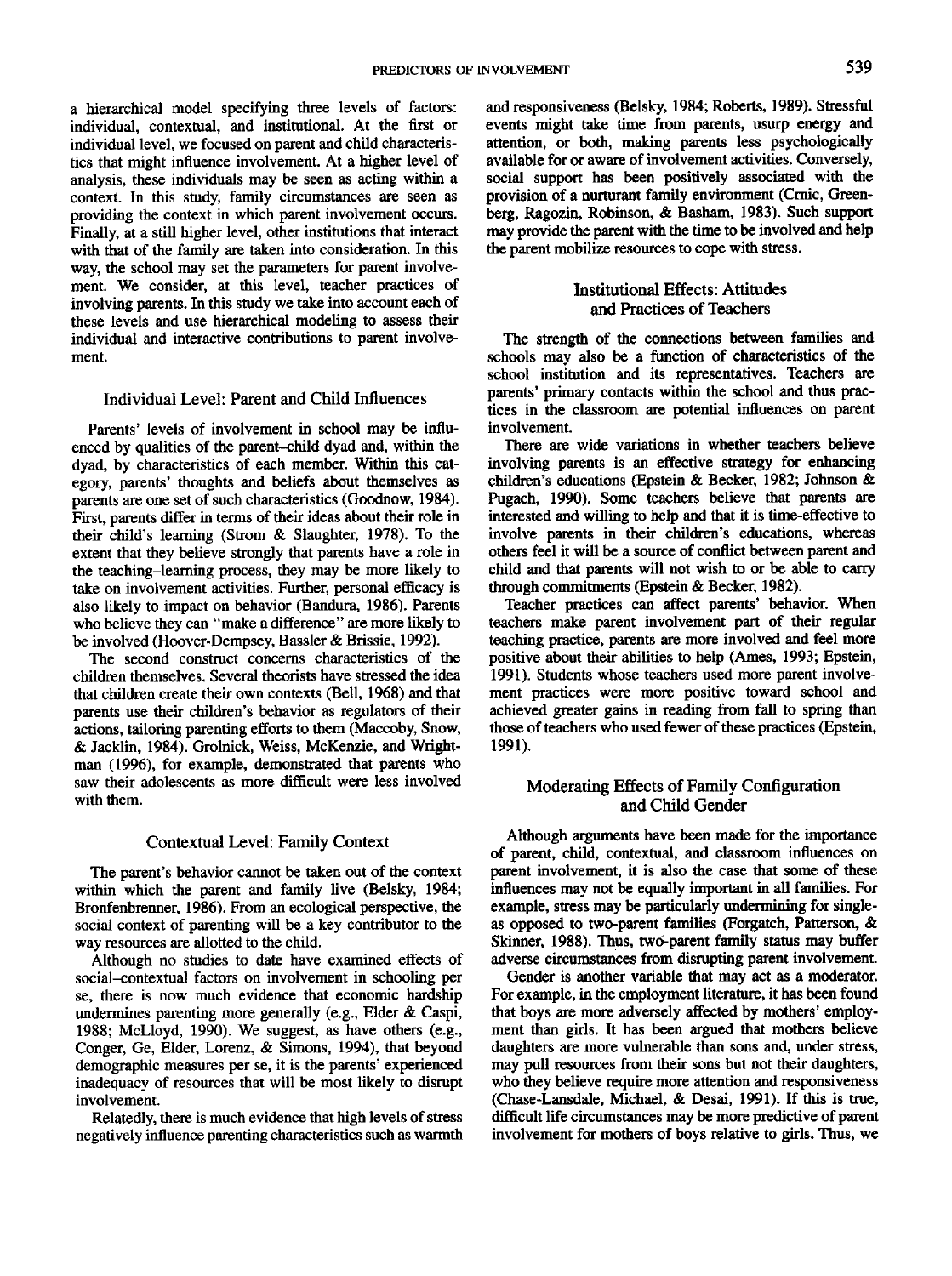a hierarchical model specifying three levels of factors: individual, contextual, and institutional. At the first or individual level, we focused on parent and child characteristics that might influence involvement. At a higher level of analysis, these individuals may be seen as acting within a context. In this study, family circumstances are seen as providing the context in which parent involvement occurs. Finally, at a still higher level, other institutions that interact with that of the family are taken into consideration. In this way, the school may set the parameters for parent involvement. We consider, at this level, teacher practices of involving parents. In this study we take into account each of these levels and use hierarchical modeling to assess their individual and interactive contributions to parent involvement.

## Individual Level: Parent and Child Influences

Parents' levels of involvement in school may be influenced by qualities of the parent–child dyad and, within the dyad, by characteristics of each member. Within this category, parents' thoughts and beliefs about themselves as parents are one set of such characteristics (Goodnow, 1984). First, parents differ in terms of their ideas about their role in their child's learning (Strom & Slaughter, 1978). To the extent that they believe strongly that parents have a role in the teaching–learning process, they may be more likely to take on involvement activities. Further, personal efficacy is also likely to impact on behavior (Bandura, 1986). Parents who believe they can "make a difference" are more likely to be involved (Hoover-Dempsey, Bassler & Brissie, 1992).

The second construct concerns characteristics of the children themselves. Several theorists have stressed the idea that children create their own contexts (Bell, 1968) and that parents use their children's behavior as regulators of their actions, tailoring parenting efforts to them (Maccoby, Snow, & Jacklin, 1984). Grolnick, Weiss, McKenzie, and Wrightman (1996), for example, demonstrated that parents who saw their adolescents as more difficult were less involved with them.

## Contextual Level: Family Context

The parent's behavior cannot be taken out of the context within which the parent and family live (Belsky, 1984; Bronfenbrenner, 1986). From an ecological perspective, the social context of parenting will be a key contributor to the way resources are allotted to the child.

Although no studies to date have examined effects of social–contextual factors on involvement in schooling per se, there is now much evidence that economic hardship undermines parenting more generally (e.g., Elder & Caspi, 1988; McLloyd, 1990). We suggest, as have others (e.g., Conger, Ge, Elder, Lorenz, & Simons, 1994), that beyond demographic measures per se, it is the parents' experienced inadequacy of resources that will be most likely to disrupt involvement.

Relatedly, there is much evidence that high levels of stress negatively influence parenting characteristics such as warmth and responsiveness (Belsky, 1984; Roberts, 1989). Stressful events might take time from parents, usurp energy and attention, or both, making parents less psychologically available for or aware of involvement activities. Conversely, social support has been positively associated with the provision of a nurturant family environment (Crnic, Greenberg, Ragozin, Robinson, & Basham, 1983). Such support may provide the parent with the time to be involved and help the parent mobilize resources to cope with stress.

## Institutional Effects: Attitudes and Practices of Teachers

The strength of the connections between families and schools may also be a function of characteristics of the school institution and its representatives. Teachers are parents' primary contacts within the school and thus practices in the classroom are potential influences on parent involvement.

There are wide variations in whether teachers believe involving parents is an effective strategy for enhancing children's educations (Epstein & Becker, 1982; Johnson & Pugach, 1990). Some teachers believe that parents are interested and willing to help and that it is time-effective to involve parents in their children's educations, whereas others feel it will be a source of conflict between parent and child and that parents will not wish to or be able to carry through commitments (Epstein & Becker, 1982).

Teacher practices can affect parents' behavior. When teachers make parent involvement part of their regular teaching practice, parents are more involved and feel more positive about their abilities to help (Ames, 1993; Epstein, 1991). Students whose teachers used more parent involvement practices were more positive toward school and achieved greater gains in reading from fall to spring than those of teachers who used fewer of these practices (Epstein, 1991).

## Moderating Effects of Family Configuration and Child Gender

Although arguments have been made for the importance of parent, child, contextual, and classroom influences on parent involvement, it is also the case that some of these influences may not be equally important in all families. For example, stress may be particularly undermining for single- as opposed to two-parent families (Forgatch, Patterson, & Skinner, 1988). Thus, two-parent family status may buffer adverse circumstances from disrupting parent involvement.

Gender is another variable that may act as a moderator. For example, in the employment literature, it has been found that boys are more adversely affected by mothers' employment than girls. It has been argued that mothers believe daughters are more vulnerable than sons and, under stress, may pull resources from their sons but not their daughters, who they believe require more attention and responsiveness (Chase-Lansdale, Michael, & Desai, 1991). If this is true, difficult life circumstances may be more predictive of parent involvement for mothers of boys relative to girls. Thus, we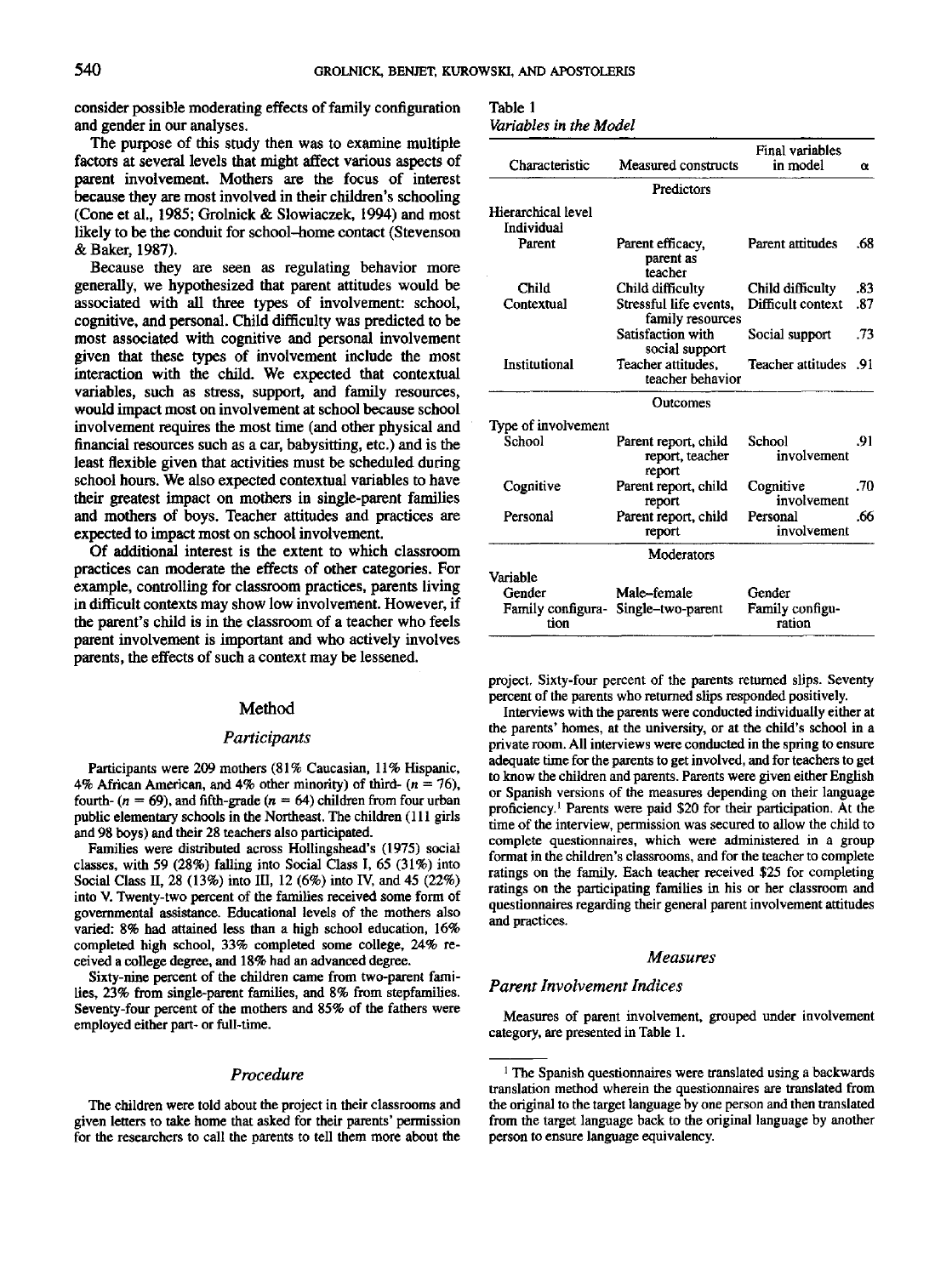consider possible moderating effects of family configuration and gender in our analyses.

The purpose of this study then was to examine multiple factors at several levels that might affect various aspects of parent involvement. Mothers are the focus of interest because they are most involved in their children's schooling (Cone et al., 1985; Grolnick & Slowiaczek, 1994) and most likely to be the conduit for school–home contact (Stevenson & Baker, 1987).

Because they are seen as regulating behavior more generally, we hypothesized that parent attitudes would be associated with all three types of involvement: school, cognitive, and personal. Child difficulty was predicted to be most associated with cognitive and personal involvement given that these types of involvement include the most interaction with the child. We expected that contextual variables, such as stress, support, and family resources, would impact most on involvement at school because school involvement requires the most time (and other physical and financial resources such as a car, babysitting, etc.) and is the least flexible given that activities must be scheduled during school hours. We also expected contextual variables to have their greatest impact on mothers in single-parent families and mothers of boys. Teacher attitudes and practices are expected to impact most on school involvement.

Of additional interest is the extent to which classroom practices can moderate the effects of other categories. For example, controlling for classroom practices, parents living in difficult contexts may show low involvement. However, if the parent's child is in the classroom of a teacher who feels parent involvement is important and who actively involves parents, the effects of such a context may be lessened.

Table 1
*Variables in the Model*

| Characteristic | Measured constructs | Final variables in model | α |
|---|---|---|---|
| | Predictors | | |
| Hierarchical level | | | |
| Individual | | | |
| Parent | Parent efficacy, parent as teacher | Parent attitudes | .68 |
| Child | Child difficulty | Child difficulty | .83 |
| Contextual | Stressful life events, family resources | Difficult context | .87 |
| | Satisfaction with social support | Social support | .73 |
| Institutional | Teacher attitudes, teacher behavior | Teacher attitudes | .91 |
| | Outcomes | | |
| Type of involvement | | | |
| School | Parent report, child report, teacher report | School involvement | .91 |
| Cognitive | Parent report, child report | Cognitive involvement | .70 |
| Personal | Parent report, child report | Personal involvement | .66 |
| | Moderators | | |
| Variable | | | |
| Gender | Male–female | Gender | |
| Family configuration | Single–two-parent | Family configuration | |

## Method

### Participants

Participants were 209 mothers (81% Caucasian, 11% Hispanic, 4% African American, and 4% other minority) of third- ($n = 76$), fourth- ($n = 69$), and fifth-grade ($n = 64$) children from four urban public elementary schools in the Northeast. The children (111 girls and 98 boys) and their 28 teachers also participated.

Families were distributed across Hollingshead's (1975) social classes, with 59 (28%) falling into Social Class I, 65 (31%) into Social Class II, 28 (13%) into III, 12 (6%) into IV, and 45 (22%) into V. Twenty-two percent of the families received some form of governmental assistance. Educational levels of the mothers also varied: 8% had attained less than a high school education, 16% completed high school, 33% completed some college, 24% received a college degree, and 18% had an advanced degree.

Sixty-nine percent of the children came from two-parent families, 23% from single-parent families, and 8% from stepfamilies. Seventy-four percent of the mothers and 85% of the fathers were employed either part- or full-time.

### Procedure

The children were told about the project in their classrooms and given letters to take home that asked for their parents' permission for the researchers to call the parents to tell them more about the project. Sixty-four percent of the parents returned slips. Seventy percent of the parents who returned slips responded positively.

Interviews with the parents were conducted individually either at the parents' homes, at the university, or at the child's school in a private room. All interviews were conducted in the spring to ensure adequate time for the parents to get involved, and for teachers to get to know the children and parents. Parents were given either English or Spanish versions of the measures depending on their language proficiency.[1] Parents were paid $20 for their participation. At the time of the interview, permission was secured to allow the child to complete questionnaires, which were administered in a group format in the children's classrooms, and for the teacher to complete ratings on the family. Each teacher received $25 for completing ratings on the participating families in his or her classroom and questionnaires regarding their general parent involvement attitudes and practices.

### Measures

### Parent Involvement Indices

Measures of parent involvement, grouped under involvement category, are presented in Table 1.

[1] The Spanish questionnaires were translated using a backwards translation method wherein the questionnaires are translated from the original to the target language by one person and then translated from the target language back to the original language by another person to ensure language equivalency.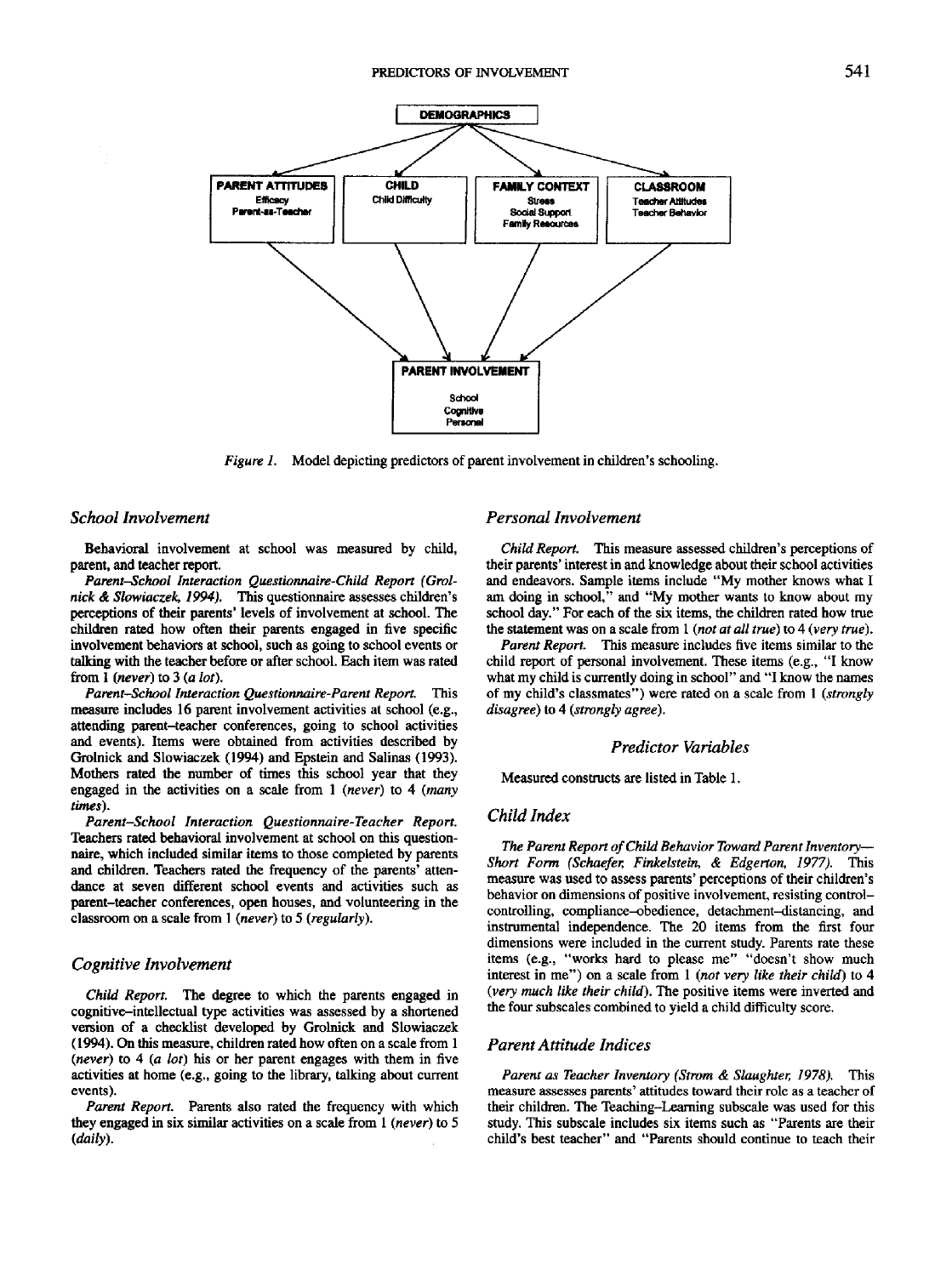*Figure 1.* Model depicting predictors of parent involvement in children's schooling.

### School Involvement

Behavioral involvement at school was measured by child, parent, and teacher report.

*Parent–School Interaction Questionnaire-Child Report (Grolnick & Slowiaczek, 1994).* This questionnaire assesses children's perceptions of their parents' levels of involvement at school. The children rated how often their parents engaged in five specific involvement behaviors at school, such as going to school events or talking with the teacher before or after school. Each item was rated from 1 (*never*) to 3 (*a lot*).

*Parent–School Interaction Questionnaire-Parent Report.* This measure includes 16 parent involvement activities at school (e.g., attending parent–teacher conferences, going to school activities and events). Items were obtained from activities described by Grolnick and Slowiaczek (1994) and Epstein and Salinas (1993). Mothers rated the number of times this school year that they engaged in the activities on a scale from 1 (*never*) to 4 (*many times*).

*Parent–School Interaction Questionnaire-Teacher Report.* Teachers rated behavioral involvement at school on this questionnaire, which included similar items to those completed by parents and children. Teachers rated the frequency of the parents' attendance at seven different school events and activities such as parent–teacher conferences, open houses, and volunteering in the classroom on a scale from 1 (*never*) to 5 (*regularly*).

### Cognitive Involvement

*Child Report.* The degree to which the parents engaged in cognitive–intellectual type activities was assessed by a shortened version of a checklist developed by Grolnick and Slowiaczek (1994). On this measure, children rated how often on a scale from 1 (*never*) to 4 (*a lot*) his or her parent engages with them in five activities at home (e.g., going to the library, talking about current events).

*Parent Report.* Parents also rated the frequency with which they engaged in six similar activities on a scale from 1 (*never*) to 5 (*daily*).

### Personal Involvement

*Child Report.* This measure assessed children's perceptions of their parents' interest in and knowledge about their school activities and endeavors. Sample items include "My mother knows what I am doing in school," and "My mother wants to know about my school day." For each of the six items, the children rated how true the statement was on a scale from 1 (*not at all true*) to 4 (*very true*).

*Parent Report.* This measure includes five items similar to the child report of personal involvement. These items (e.g., "I know what my child is currently doing in school" and "I know the names of my child's classmates") were rated on a scale from 1 (*strongly disagree*) to 4 (*strongly agree*).

## Predictor Variables

Measured constructs are listed in Table 1.

### Child Index

*The Parent Report of Child Behavior Toward Parent Inventory—Short Form (Schaefer, Finkelstein, & Edgerton, 1977).* This measure was used to assess parents' perceptions of their children's behavior on dimensions of positive involvement, resisting control–controlling, compliance–obedience, detachment–distancing, and instrumental independence. The 20 items from the first four dimensions were included in the current study. Parents rate these items (e.g., "works hard to please me" "doesn't show much interest in me") on a scale from 1 (*not very like their child*) to 4 (*very much like their child*). The positive items were inverted and the four subscales combined to yield a child difficulty score.

### Parent Attitude Indices

*Parent as Teacher Inventory (Strom & Slaughter, 1978).* This measure assesses parents' attitudes toward their role as a teacher of their children. The Teaching–Learning subscale was used for this study. This subscale includes six items such as "Parents are their child's best teacher" and "Parents should continue to teach their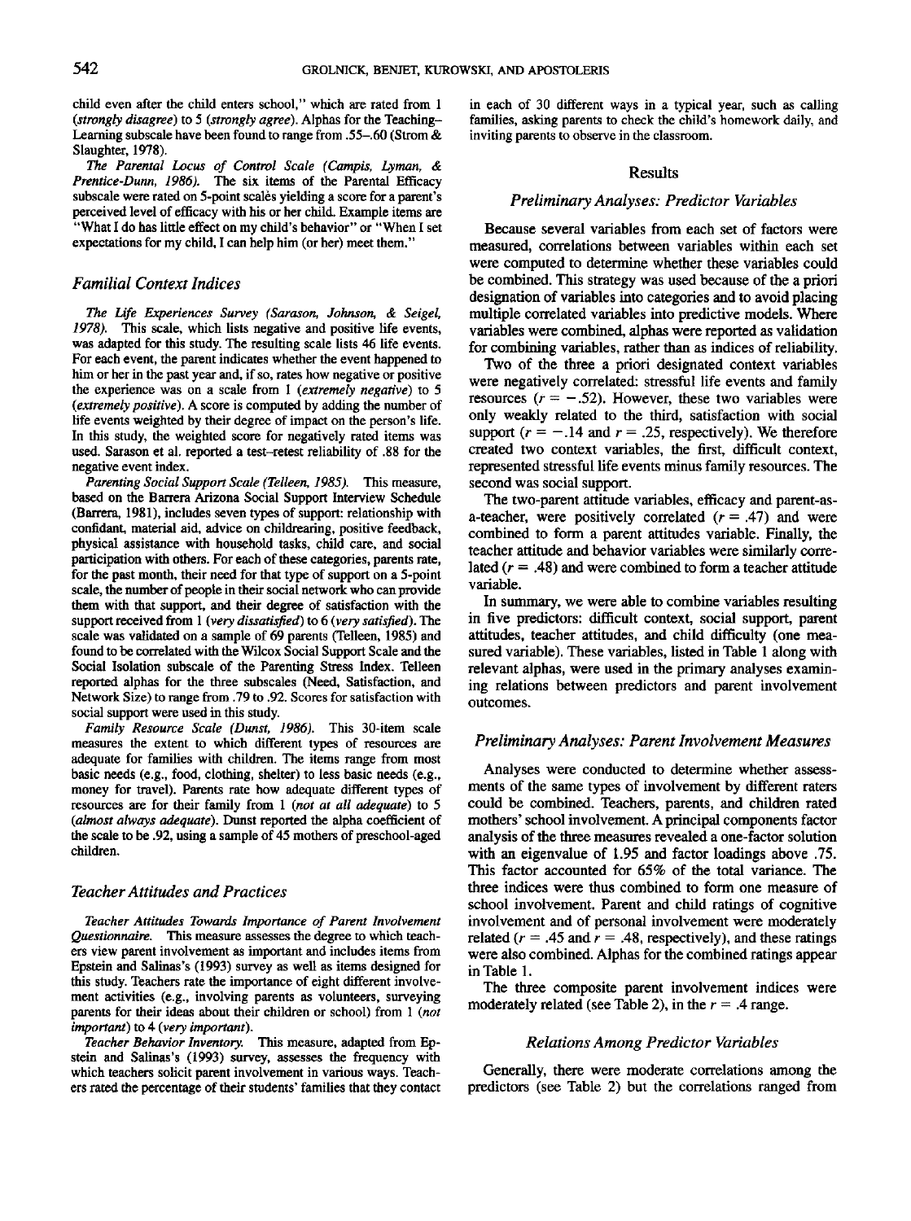child even after the child enters school," which are rated from 1 (*strongly disagree*) to 5 (*strongly agree*). Alphas for the Teaching–Learning subscale have been found to range from .55–.60 (Strom & Slaughter, 1978).

*The Parental Locus of Control Scale (Campis, Lyman, & Prentice-Dunn, 1986).* The six items of the Parental Efficacy subscale were rated on 5-point scales yielding a score for a parent's perceived level of efficacy with his or her child. Example items are "What I do has little effect on my child's behavior" or "When I set expectations for my child, I can help him (or her) meet them."

### Familial Context Indices

*The Life Experiences Survey (Sarason, Johnson, & Seigel, 1978).* This scale, which lists negative and positive life events, was adapted for this study. The resulting scale lists 46 life events. For each event, the parent indicates whether the event happened to him or her in the past year and, if so, rates how negative or positive the experience was on a scale from 1 (*extremely negative*) to 5 (*extremely positive*). A score is computed by adding the number of life events weighted by their degree of impact on the person's life. In this study, the weighted score for negatively rated items was used. Sarason et al. reported a test–retest reliability of .88 for the negative event index.

*Parenting Social Support Scale (Telleen, 1985).* This measure, based on the Barrera Arizona Social Support Interview Schedule (Barrera, 1981), includes seven types of support: relationship with confidant, material aid, advice on childrearing, positive feedback, physical assistance with household tasks, child care, and social participation with others. For each of these categories, parents rate, for the past month, their need for that type of support on a 5-point scale, the number of people in their social network who can provide them with that support, and their degree of satisfaction with the support received from 1 (*very dissatisfied*) to 6 (*very satisfied*). The scale was validated on a sample of 69 parents (Telleen, 1985) and found to be correlated with the Wilcox Social Support Scale and the Social Isolation subscale of the Parenting Stress Index. Telleen reported alphas for the three subscales (Need, Satisfaction, and Network Size) to range from .79 to .92. Scores for satisfaction with social support were used in this study.

*Family Resource Scale (Dunst, 1986).* This 30-item scale measures the extent to which different types of resources are adequate for families with children. The items range from most basic needs (e.g., food, clothing, shelter) to less basic needs (e.g., money for travel). Parents rate how adequate different types of resources are for their family from 1 (*not at all adequate*) to 5 (*almost always adequate*). Dunst reported the alpha coefficient of the scale to be .92, using a sample of 45 mothers of preschool-aged children.

### Teacher Attitudes and Practices

*Teacher Attitudes Towards Importance of Parent Involvement Questionnaire.* This measure assesses the degree to which teachers view parent involvement as important and includes items from Epstein and Salinas's (1993) survey as well as items designed for this study. Teachers rate the importance of eight different involvement activities (e.g., involving parents as volunteers, surveying parents for their ideas about their children or school) from 1 (*not important*) to 4 (*very important*).

*Teacher Behavior Inventory.* This measure, adapted from Epstein and Salinas's (1993) survey, assesses the frequency with which teachers solicit parent involvement in various ways. Teachers rated the percentage of their students' families that they contact in each of 30 different ways in a typical year, such as calling families, asking parents to check the child's homework daily, and inviting parents to observe in the classroom.

## Results

### Preliminary Analyses: Predictor Variables

Because several variables from each set of factors were measured, correlations between variables within each set were computed to determine whether these variables could be combined. This strategy was used because of the a priori designation of variables into categories and to avoid placing multiple correlated variables into predictive models. Where variables were combined, alphas were reported as validation for combining variables, rather than as indices of reliability.

Two of the three a priori designated context variables were negatively correlated: stressful life events and family resources ($r = -.52$). However, these two variables were only weakly related to the third, satisfaction with social support ($r = -.14$ and $r = .25$, respectively). We therefore created two context variables, the first, difficult context, represented stressful life events minus family resources. The second was social support.

The two-parent attitude variables, efficacy and parent-as-a-teacher, were positively correlated ($r = .47$) and were combined to form a parent attitudes variable. Finally, the teacher attitude and behavior variables were similarly correlated ($r = .48$) and were combined to form a teacher attitude variable.

In summary, we were able to combine variables resulting in five predictors: difficult context, social support, parent attitudes, teacher attitudes, and child difficulty (one measured variable). These variables, listed in Table 1 along with relevant alphas, were used in the primary analyses examining relations between predictors and parent involvement outcomes.

### Preliminary Analyses: Parent Involvement Measures

Analyses were conducted to determine whether assessments of the same types of involvement by different raters could be combined. Teachers, parents, and children rated mothers' school involvement. A principal components factor analysis of the three measures revealed a one-factor solution with an eigenvalue of 1.95 and factor loadings above .75. This factor accounted for 65% of the total variance. The three indices were thus combined to form one measure of school involvement. Parent and child ratings of cognitive involvement and of personal involvement were moderately related ($r = .45$ and $r = .48$, respectively), and these ratings were also combined. Alphas for the combined ratings appear in Table 1.

The three composite parent involvement indices were moderately related (see Table 2), in the $r = .4$ range.

### Relations Among Predictor Variables

Generally, there were moderate correlations among the predictors (see Table 2) but the correlations ranged from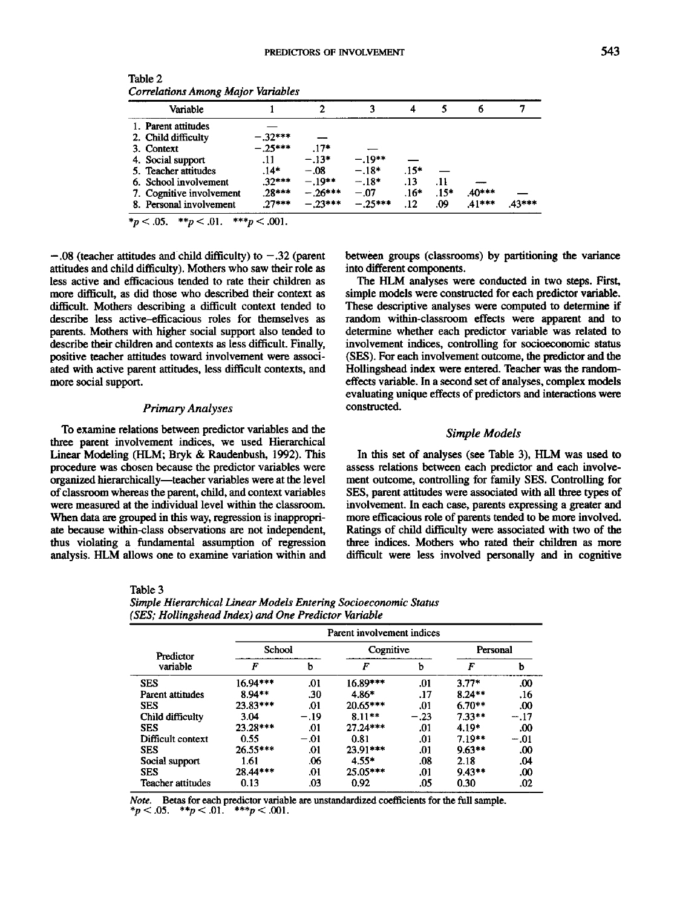Table 2
*Correlations Among Major Variables*

| Variable | 1 | 2 | 3 | 4 | 5 | 6 | 7 |
|---|---|---|---|---|---|---|---|
| 1. Parent attitudes | — | | | | | | |
| 2. Child difficulty | −.32*** | — | | | | | |
| 3. Context | −.25*** | .17* | — | | | | |
| 4. Social support | .11 | −.13* | −.19** | — | | | |
| 5. Teacher attitudes | .14* | −.08 | −.18* | .15* | — | | |
| 6. School involvement | .32*** | −.19** | −.18* | .13 | .11 | — | |
| 7. Cognitive involvement | .28*** | −.26*** | −.07 | .16* | .15* | .40*** | — |
| 8. Personal involvement | .27*** | −.23*** | −.25*** | .12 | .09 | .41*** | .43*** |

*$p < .05$. **$p < .01$. ***$p < .001$.

−.08 (teacher attitudes and child difficulty) to −.32 (parent attitudes and child difficulty). Mothers who saw their role as less active and efficacious tended to rate their children as more difficult, as did those who described their context as difficult. Mothers describing a difficult context tended to describe less active–efficacious roles for themselves as parents. Mothers with higher social support also tended to describe their children and contexts as less difficult. Finally, positive teacher attitudes toward involvement were associated with active parent attitudes, less difficult contexts, and more social support.

### *Primary Analyses*

To examine relations between predictor variables and the three parent involvement indices, we used Hierarchical Linear Modeling (HLM; Bryk & Raudenbush, 1992). This procedure was chosen because the predictor variables were organized hierarchically—teacher variables were at the level of classroom whereas the parent, child, and context variables were measured at the individual level within the classroom. When data are grouped in this way, regression is inappropriate because within-class observations are not independent, thus violating a fundamental assumption of regression analysis. HLM allows one to examine variation within and between groups (classrooms) by partitioning the variance into different components.

The HLM analyses were conducted in two steps. First, simple models were constructed for each predictor variable. These descriptive analyses were computed to determine if random within-classroom effects were apparent and to determine whether each predictor variable was related to involvement indices, controlling for socioeconomic status (SES). For each involvement outcome, the predictor and the Hollingshead index were entered. Teacher was the random-effects variable. In a second set of analyses, complex models evaluating unique effects of predictors and interactions were constructed.

### *Simple Models*

In this set of analyses (see Table 3), HLM was used to assess relations between each predictor and each involvement outcome, controlling for family SES. Controlling for SES, parent attitudes were associated with all three types of involvement. In each case, parents expressing a greater and more efficacious role of parents tended to be more involved. Ratings of child difficulty were associated with two of the three indices. Mothers who rated their children as more difficult were less involved personally and in cognitive

Table 3
*Simple Hierarchical Linear Models Entering Socioeconomic Status (SES; Hollingshead Index) and One Predictor Variable*

| Predictor variable | Parent involvement indices | | | | | |
|---|---|---|---|---|---|---|
| | School | | Cognitive | | Personal | |
| | *F* | b | *F* | b | *F* | b |
| SES | 16.94*** | .01 | 16.89*** | .01 | 3.77* | .00 |
| Parent attitudes | 8.94** | .30 | 4.86* | .17 | 8.24** | .16 |
| SES | 23.83*** | .01 | 20.65*** | .01 | 6.70** | .00 |
| Child difficulty | 3.04 | −.19 | 8.11** | −.23 | 7.33** | −.17 |
| SES | 23.28*** | .01 | 27.24*** | .01 | 4.19* | .00 |
| Difficult context | 0.55 | −.01 | 0.81 | .01 | 7.19** | −.01 |
| SES | 26.55*** | .01 | 23.91*** | .01 | 9.63** | .00 |
| Social support | 1.61 | .06 | 4.55* | .08 | 2.18 | .04 |
| SES | 28.44*** | .01 | 25.05*** | .01 | 9.43** | .00 |
| Teacher attitudes | 0.13 | .03 | 0.92 | .05 | 0.30 | .02 |

*Note.* Betas for each predictor variable are unstandardized coefficients for the full sample.
*$p < .05$. **$p < .01$. ***$p < .001$.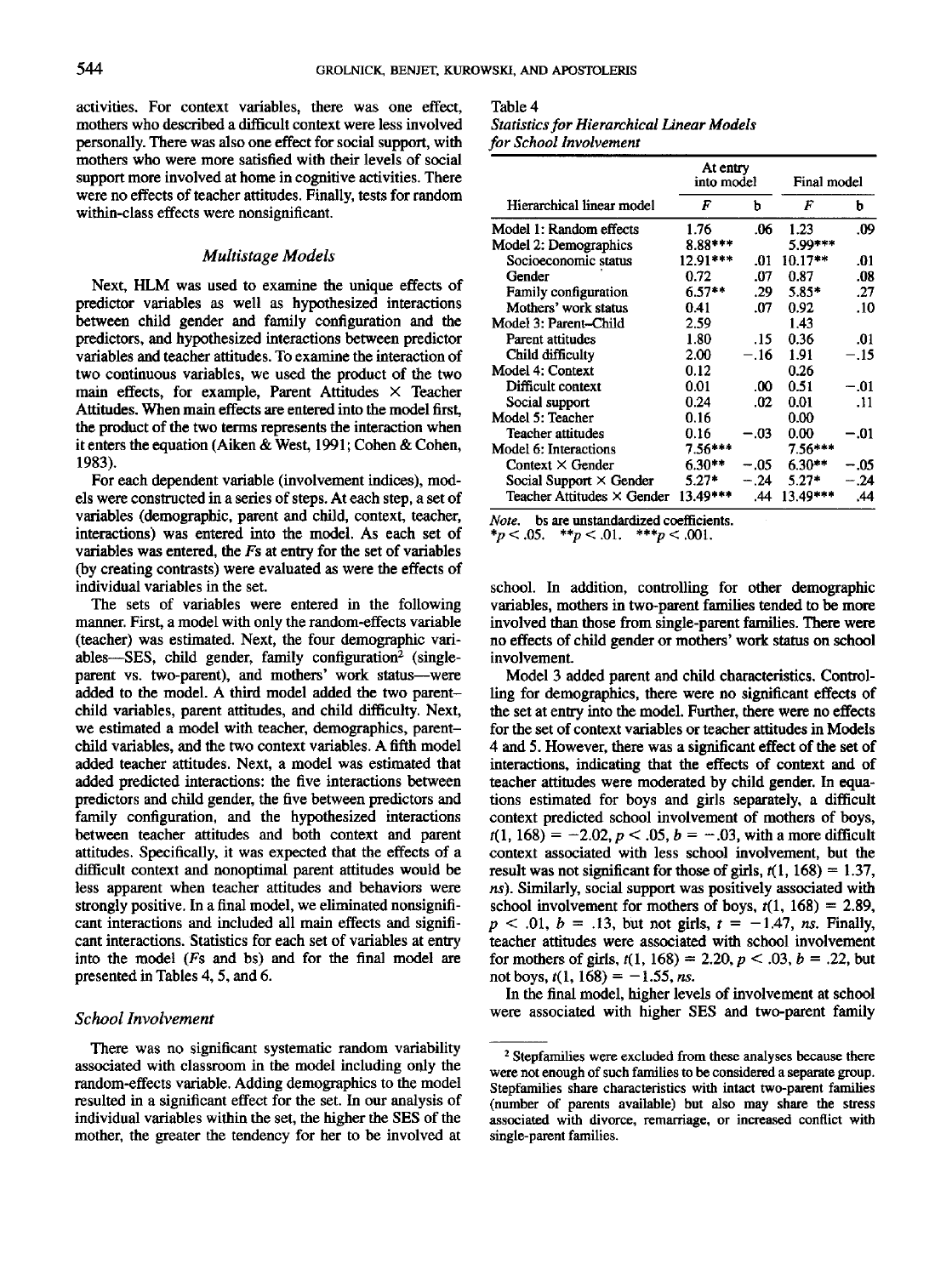activities. For context variables, there was one effect, mothers who described a difficult context were less involved personally. There was also one effect for social support, with mothers who were more satisfied with their levels of social support more involved at home in cognitive activities. There were no effects of teacher attitudes. Finally, tests for random within-class effects were nonsignificant.

### Multistage Models

Next, HLM was used to examine the unique effects of predictor variables as well as hypothesized interactions between child gender and family configuration and the predictors, and hypothesized interactions between predictor variables and teacher attitudes. To examine the interaction of two continuous variables, we used the product of the two main effects, for example, Parent Attitudes × Teacher Attitudes. When main effects are entered into the model first, the product of the two terms represents the interaction when it enters the equation (Aiken & West, 1991; Cohen & Cohen, 1983).

For each dependent variable (involvement indices), models were constructed in a series of steps. At each step, a set of variables (demographic, parent and child, context, teacher, interactions) was entered into the model. As each set of variables was entered, the *F*s at entry for the set of variables (by creating contrasts) were evaluated as were the effects of individual variables in the set.

The sets of variables were entered in the following manner. First, a model with only the random-effects variable (teacher) was estimated. Next, the four demographic variables—SES, child gender, family configuration[2] (single-parent vs. two-parent), and mothers' work status—were added to the model. A third model added the two parent–child variables, parent attitudes, and child difficulty. Next, we estimated a model with teacher, demographics, parent–child variables, and the two context variables. A fifth model added teacher attitudes. Next, a model was estimated that added predicted interactions: the five interactions between predictors and child gender, the five between predictors and family configuration, and the hypothesized interactions between teacher attitudes and both context and parent attitudes. Specifically, it was expected that the effects of a difficult context and nonoptimal parent attitudes would be less apparent when teacher attitudes and behaviors were strongly positive. In a final model, we eliminated nonsignificant interactions and included all main effects and significant interactions. Statistics for each set of variables at entry into the model (*F*s and bs) and for the final model are presented in Tables 4, 5, and 6.

### School Involvement

There was no significant systematic random variability associated with classroom in the model including only the random-effects variable. Adding demographics to the model resulted in a significant effect for the set. In our analysis of individual variables within the set, the higher the SES of the mother, the greater the tendency for her to be involved at school. In addition, controlling for other demographic variables, mothers in two-parent families tended to be more involved than those from single-parent families. There were no effects of child gender or mothers' work status on school involvement.

Model 3 added parent and child characteristics. Controlling for demographics, there were no significant effects of the set at entry into the model. Further, there were no effects for the set of context variables or teacher attitudes in Models 4 and 5. However, there was a significant effect of the set of interactions, indicating that the effects of context and of teacher attitudes were moderated by child gender. In equations estimated for boys and girls separately, a difficult context predicted school involvement of mothers of boys, $t(1, 168) = -2.02$, $p < .05$, $b = -.03$, with a more difficult context associated with less school involvement, but the result was not significant for those of girls, $t(1, 168) = 1.37$, *ns*). Similarly, social support was positively associated with school involvement for mothers of boys, $t(1, 168) = 2.89$, $p < .01$, $b = .13$, but not girls, $t = -1.47$, *ns*. Finally, teacher attitudes were associated with school involvement for mothers of girls, $t(1, 168) = 2.20$, $p < .03$, $b = .22$, but not boys, $t(1, 168) = -1.55$, *ns*.

In the final model, higher levels of involvement at school were associated with higher SES and two-parent family

Table 4
*Statistics for Hierarchical Linear Models for School Involvement*

| Hierarchical linear model | At entry into model *F* | At entry into model b | Final model *F* | Final model b |
|---|---|---|---|---|
| Model 1: Random effects | 1.76 | .06 | 1.23 | .09 |
| Model 2: Demographics | 8.88*** | | 5.99*** | |
| Socioeconomic status | 12.91*** | .01 | 10.17** | .01 |
| Gender | 0.72 | .07 | 0.87 | .08 |
| Family configuration | 6.57** | .29 | 5.85* | .27 |
| Mothers' work status | 0.41 | .07 | 0.92 | .10 |
| Model 3: Parent–Child | 2.59 | | 1.43 | |
| Parent attitudes | 1.80 | .15 | 0.36 | .01 |
| Child difficulty | 2.00 | −.16 | 1.91 | −.15 |
| Model 4: Context | 0.12 | | 0.26 | |
| Difficult context | 0.01 | .00 | 0.51 | −.01 |
| Social support | 0.24 | .02 | 0.01 | .11 |
| Model 5: Teacher | 0.16 | | 0.00 | |
| Teacher attitudes | 0.16 | −.03 | 0.00 | −.01 |
| Model 6: Interactions | 7.56*** | | 7.56*** | |
| Context × Gender | 6.30** | −.05 | 6.30** | −.05 |
| Social Support × Gender | 5.27* | −.24 | 5.27* | −.24 |
| Teacher Attitudes × Gender | 13.49*** | .44 | 13.49*** | .44 |

*Note.* bs are unstandardized coefficients.
*$p < .05$. **$p < .01$. ***$p < .001$.

[2] Stepfamilies were excluded from these analyses because there were not enough of such families to be considered a separate group. Stepfamilies share characteristics with intact two-parent families (number of parents available) but also may share the stress associated with divorce, remarriage, or increased conflict with single-parent families.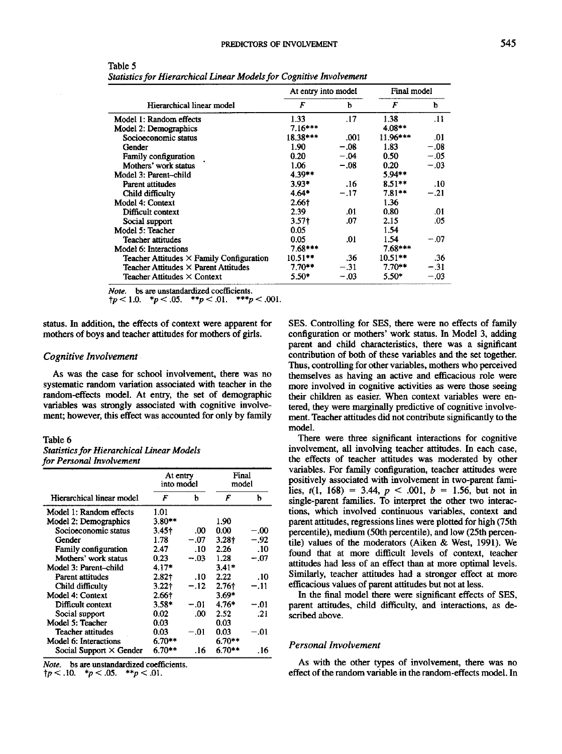Table 5
*Statistics for Hierarchical Linear Models for Cognitive Involvement*

| Hierarchical linear model | At entry into model | | Final model | |
|---|---|---|---|---|
| | *F* | b | *F* | b |
| Model 1: Random effects | 1.33 | .17 | 1.38 | .11 |
| Model 2: Demographics | 7.16*** | | 4.08** | |
| Socioeconomic status | 18.38*** | .001 | 11.96*** | .01 |
| Gender | 1.90 | −.08 | 1.83 | −.08 |
| Family configuration | 0.20 | −.04 | 0.50 | −.05 |
| Mothers' work status | 1.06 | −.08 | 0.20 | −.03 |
| Model 3: Parent–child | 4.39** | | 5.94** | |
| Parent attitudes | 3.93* | .16 | 8.51** | .10 |
| Child difficulty | 4.64* | −.17 | 7.81** | −.21 |
| Model 4: Context | 2.66† | | 1.36 | |
| Difficult context | 2.39 | .01 | 0.80 | .01 |
| Social support | 3.57† | .07 | 2.15 | .05 |
| Model 5: Teacher | 0.05 | | 1.54 | |
| Teacher attitudes | 0.05 | .01 | 1.54 | −.07 |
| Model 6: Interactions | 7.68*** | | 7.68*** | |
| Teacher Attitudes × Family Configuration | 10.51** | .36 | 10.51** | .36 |
| Teacher Attitudes × Parent Attitudes | 7.70** | −.31 | 7.70** | −.31 |
| Teacher Attitudes × Context | 5.50* | −.03 | 5.50* | −.03 |

*Note.* bs are unstandardized coefficients.
†$p < 1.0$. *$p < .05$. **$p < .01$. ***$p < .001$.

status. In addition, the effects of context were apparent for mothers of boys and teacher attitudes for mothers of girls.

### *Cognitive Involvement*

As was the case for school involvement, there was no systematic random variation associated with teacher in the random-effects model. At entry, the set of demographic variables was strongly associated with cognitive involvement; however, this effect was accounted for only by family SES. Controlling for SES, there were no effects of family configuration or mothers' work status. In Model 3, adding parent and child characteristics, there was a significant contribution of both of these variables and the set together. Thus, controlling for other variables, mothers who perceived themselves as having an active and efficacious role were more involved in cognitive activities as were those seeing their children as easier. When context variables were entered, they were marginally predictive of cognitive involvement. Teacher attitudes did not contribute significantly to the model.

There were three significant interactions for cognitive involvement, all involving teacher attitudes. In each case, the effects of teacher attitudes was moderated by other variables. For family configuration, teacher attitudes were positively associated with involvement in two-parent families, $t(1, 168) = 3.44$, $p < .001$, $b = 1.56$, but not in single-parent families. To interpret the other two interactions, which involved continuous variables, context and parent attitudes, regressions lines were plotted for high (75th percentile), medium (50th percentile), and low (25th percentile) values of the moderators (Aiken & West, 1991). We found that at more difficult levels of context, teacher attitudes had less of an effect than at more optimal levels. Similarly, teacher attitudes had a stronger effect at more efficacious values of parent attitudes but not at less.

In the final model there were significant effects of SES, parent attitudes, child difficulty, and interactions, as described above.

Table 6
*Statistics for Hierarchical Linear Models for Personal Involvement*

| Hierarchical linear model | At entry into model | | Final model | |
|---|---|---|---|---|
| | *F* | b | *F* | b |
| Model 1: Random effects | 1.01 | | | |
| Model 2: Demographics | 3.80** | | 1.90 | |
| Socioeconomic status | 3.45† | .00 | 0.00 | −.00 |
| Gender | 1.78 | −.07 | 3.28† | −.92 |
| Family configuration | 2.47 | .10 | 2.26 | .10 |
| Mothers' work status | 0.23 | −.03 | 1.28 | −.07 |
| Model 3: Parent–child | 4.17* | | 3.41* | |
| Parent attitudes | 2.82† | .10 | 2.22 | .10 |
| Child difficulty | 3.22† | −.12 | 2.76† | −.11 |
| Model 4: Context | 2.66† | | 3.69* | |
| Difficult context | 3.58* | −.01 | 4.76* | −.01 |
| Social support | 0.02 | .00 | 2.52 | .21 |
| Model 5: Teacher | 0.03 | | 0.03 | |
| Teacher attitudes | 0.03 | −.01 | 0.03 | −.01 |
| Model 6: Interactions | 6.70** | | 6.70** | |
| Social Support × Gender | 6.70** | .16 | 6.70** | .16 |

*Note.* bs are unstandardized coefficients.
†$p < .10$. *$p < .05$. **$p < .01$.

### *Personal Involvement*

As with the other types of involvement, there was no effect of the random variable in the random-effects model. In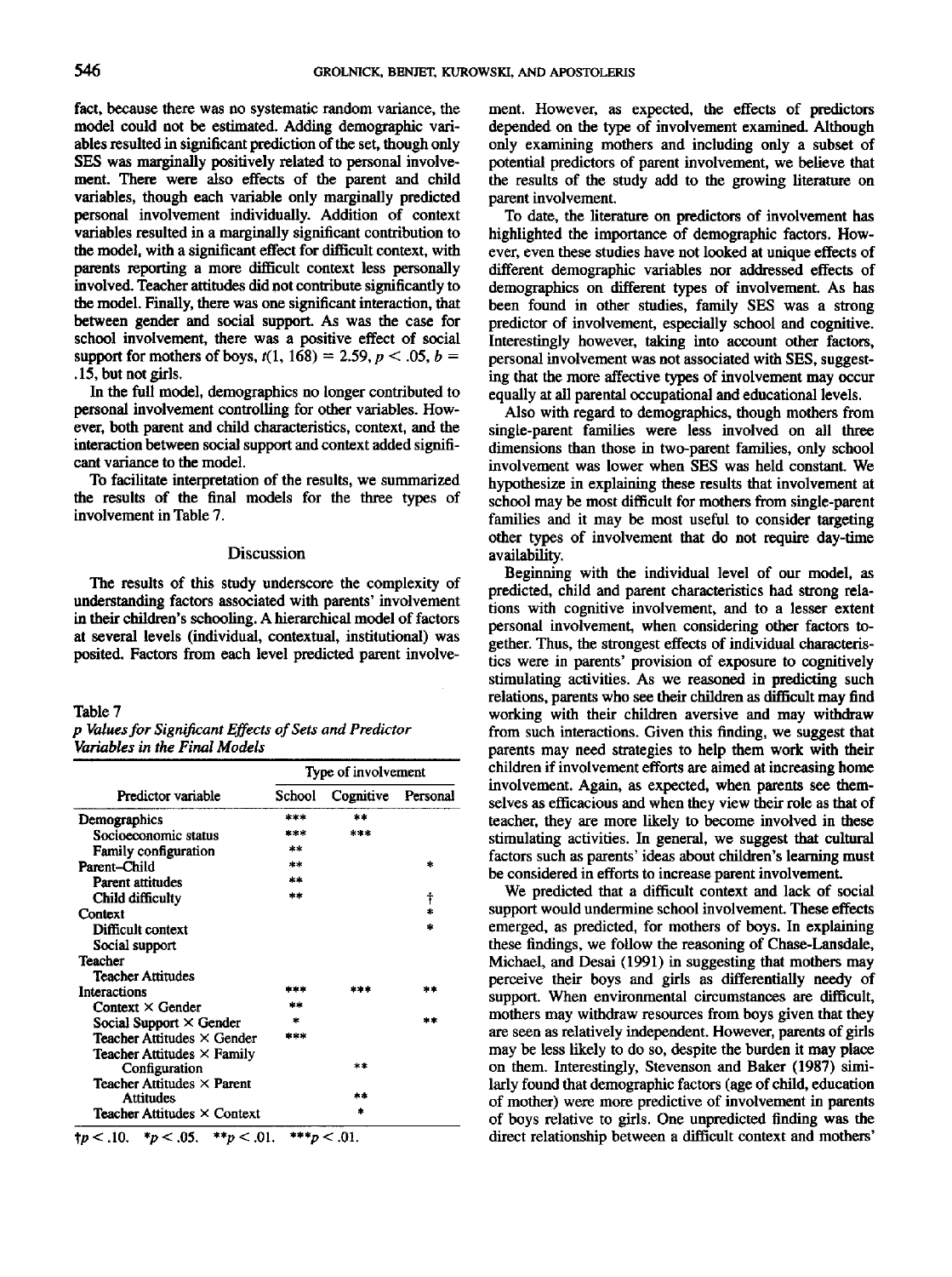fact, because there was no systematic random variance, the model could not be estimated. Adding demographic variables resulted in significant prediction of the set, though only SES was marginally positively related to personal involvement. There were also effects of the parent and child variables, though each variable only marginally predicted personal involvement individually. Addition of context variables resulted in a marginally significant contribution to the model, with a significant effect for difficult context, with parents reporting a more difficult context less personally involved. Teacher attitudes did not contribute significantly to the model. Finally, there was one significant interaction, that between gender and social support. As was the case for school involvement, there was a positive effect of social support for mothers of boys, $t(1, 168) = 2.59$, $p < .05$, $b = .15$, but not girls.

In the full model, demographics no longer contributed to personal involvement controlling for other variables. However, both parent and child characteristics, context, and the interaction between social support and context added significant variance to the model.

To facilitate interpretation of the results, we summarized the results of the final models for the three types of involvement in Table 7.

## Discussion

The results of this study underscore the complexity of understanding factors associated with parents' involvement in their children's schooling. A hierarchical model of factors at several levels (individual, contextual, institutional) was posited. Factors from each level predicted parent involvement. However, as expected, the effects of predictors depended on the type of involvement examined. Although only examining mothers and including only a subset of potential predictors of parent involvement, we believe that the results of the study add to the growing literature on parent involvement.

Table 7
*p Values for Significant Effects of Sets and Predictor Variables in the Final Models*

| Predictor variable | Type of involvement | | |
|---|---|---|---|
| | School | Cognitive | Personal |
| Demographics | *** | ** | |
| Socioeconomic status | *** | *** | |
| Family configuration | ** | | |
| Parent–Child | ** | | * |
| Parent attitudes | ** | | |
| Child difficulty | ** | | † |
| Context | | | * |
| Difficult context | | | * |
| Social support | | | |
| Teacher | | | |
| Teacher Attitudes | | | |
| Interactions | *** | *** | ** |
| Context × Gender | ** | | |
| Social Support × Gender | * | | ** |
| Teacher Attitudes × Gender | *** | | |
| Teacher Attitudes × Family Configuration | | ** | |
| Teacher Attitudes × Parent Attitudes | | ** | |
| Teacher Attitudes × Context | | * | |

†$p < .10$. \*$p < .05$. \*\*$p < .01$. \*\*\*$p < .01$.

To date, the literature on predictors of involvement has highlighted the importance of demographic factors. However, even these studies have not looked at unique effects of different demographic variables nor addressed effects of demographics on different types of involvement. As has been found in other studies, family SES was a strong predictor of involvement, especially school and cognitive. Interestingly however, taking into account other factors, personal involvement was not associated with SES, suggesting that the more affective types of involvement may occur equally at all parental occupational and educational levels.

Also with regard to demographics, though mothers from single-parent families were less involved on all three dimensions than those in two-parent families, only school involvement was lower when SES was held constant. We hypothesize in explaining these results that involvement at school may be most difficult for mothers from single-parent families and it may be most useful to consider targeting other types of involvement that do not require day-time availability.

Beginning with the individual level of our model, as predicted, child and parent characteristics had strong relations with cognitive involvement, and to a lesser extent personal involvement, when considering other factors together. Thus, the strongest effects of individual characteristics were in parents' provision of exposure to cognitively stimulating activities. As we reasoned in predicting such relations, parents who see their children as difficult may find working with their children aversive and may withdraw from such interactions. Given this finding, we suggest that parents may need strategies to help them work with their children if involvement efforts are aimed at increasing home involvement. Again, as expected, when parents see themselves as efficacious and when they view their role as that of teacher, they are more likely to become involved in these stimulating activities. In general, we suggest that cultural factors such as parents' ideas about children's learning must be considered in efforts to increase parent involvement.

We predicted that a difficult context and lack of social support would undermine school involvement. These effects emerged, as predicted, for mothers of boys. In explaining these findings, we follow the reasoning of Chase-Lansdale, Michael, and Desai (1991) in suggesting that mothers may perceive their boys and girls as differentially needy of support. When environmental circumstances are difficult, mothers may withdraw resources from boys given that they are seen as relatively independent. However, parents of girls may be less likely to do so, despite the burden it may place on them. Interestingly, Stevenson and Baker (1987) similarly found that demographic factors (age of child, education of mother) were more predictive of involvement in parents of boys relative to girls. One unpredicted finding was the direct relationship between a difficult context and mothers'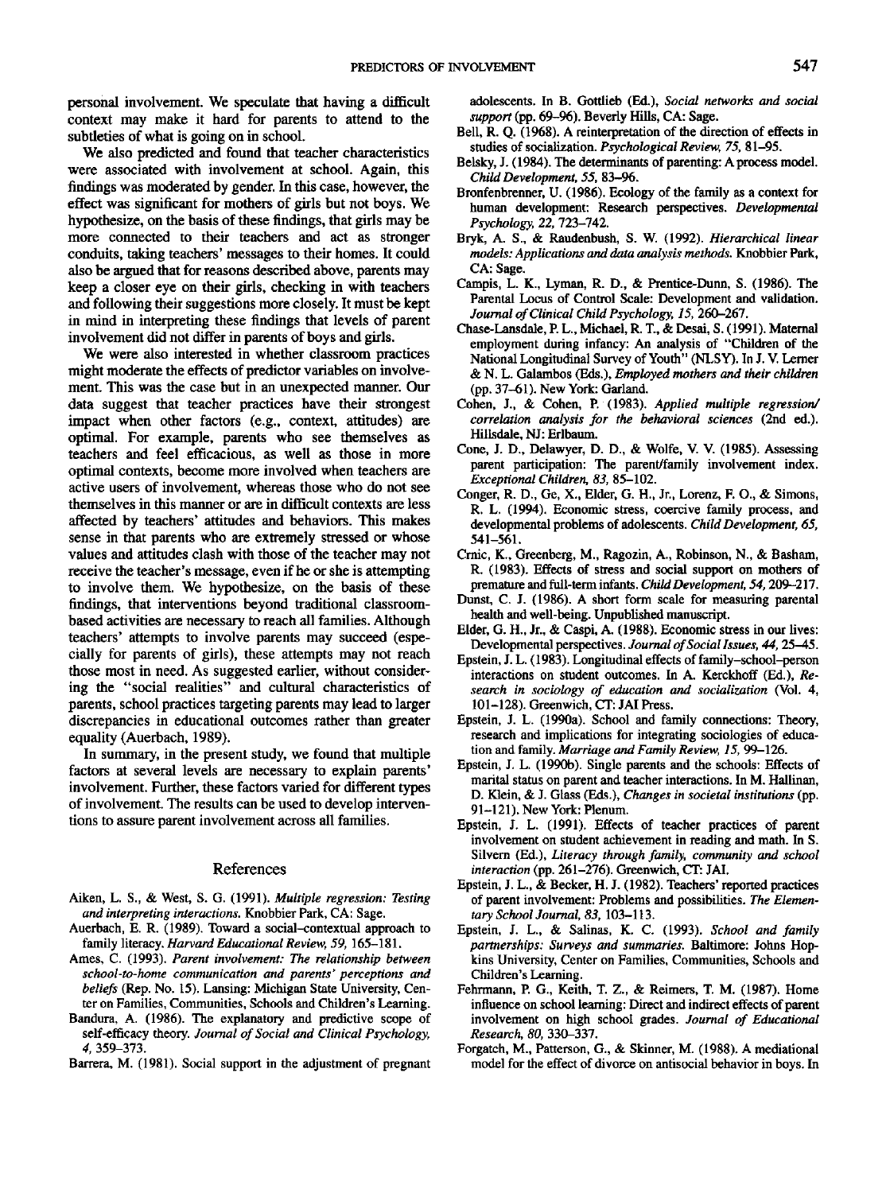personal involvement. We speculate that having a difficult context may make it hard for parents to attend to the subtleties of what is going on in school.

We also predicted and found that teacher characteristics were associated with involvement at school. Again, this findings was moderated by gender. In this case, however, the effect was significant for mothers of girls but not boys. We hypothesize, on the basis of these findings, that girls may be more connected to their teachers and act as stronger conduits, taking teachers' messages to their homes. It could also be argued that for reasons described above, parents may keep a closer eye on their girls, checking in with teachers and following their suggestions more closely. It must be kept in mind in interpreting these findings that levels of parent involvement did not differ in parents of boys and girls.

We were also interested in whether classroom practices might moderate the effects of predictor variables on involvement. This was the case but in an unexpected manner. Our data suggest that teacher practices have their strongest impact when other factors (e.g., context, attitudes) are optimal. For example, parents who see themselves as teachers and feel efficacious, as well as those in more optimal contexts, become more involved when teachers are active users of involvement, whereas those who do not see themselves in this manner or are in difficult contexts are less affected by teachers' attitudes and behaviors. This makes sense in that parents who are extremely stressed or whose values and attitudes clash with those of the teacher may not receive the teacher's message, even if he or she is attempting to involve them. We hypothesize, on the basis of these findings, that interventions beyond traditional classroom-based activities are necessary to reach all families. Although teachers' attempts to involve parents may succeed (especially for parents of girls), these attempts may not reach those most in need. As suggested earlier, without considering the "social realities" and cultural characteristics of parents, school practices targeting parents may lead to larger discrepancies in educational outcomes rather than greater equality (Auerbach, 1989).

In summary, in the present study, we found that multiple factors at several levels are necessary to explain parents' involvement. Further, these factors varied for different types of involvement. The results can be used to develop interventions to assure parent involvement across all families.

## References

Aiken, L. S., & West, S. G. (1991). *Multiple regression: Testing and interpreting interactions.* Knobbier Park, CA: Sage.

Auerbach, E. R. (1989). Toward a social–contextual approach to family literacy. *Harvard Educational Review, 59,* 165–181.

Ames, C. (1993). *Parent involvement: The relationship between school-to-home communication and parents' perceptions and beliefs* (Rep. No. 15). Lansing: Michigan State University, Center on Families, Communities, Schools and Children's Learning.

Bandura, A. (1986). The explanatory and predictive scope of self-efficacy theory. *Journal of Social and Clinical Psychology, 4,* 359–373.

Barrera, M. (1981). Social support in the adjustment of pregnant adolescents. In B. Gottlieb (Ed.), *Social networks and social support* (pp. 69–96). Beverly Hills, CA: Sage.

Bell, R. Q. (1968). A reinterpretation of the direction of effects in studies of socialization. *Psychological Review, 75,* 81–95.

Belsky, J. (1984). The determinants of parenting: A process model. *Child Development, 55,* 83–96.

Bronfenbrenner, U. (1986). Ecology of the family as a context for human development: Research perspectives. *Developmental Psychology, 22,* 723–742.

Bryk, A. S., & Raudenbush, S. W. (1992). *Hierarchical linear models: Applications and data analysis methods.* Knobbier Park, CA: Sage.

Campis, L. K., Lyman, R. D., & Prentice-Dunn, S. (1986). The Parental Locus of Control Scale: Development and validation. *Journal of Clinical Child Psychology, 15,* 260–267.

Chase-Lansdale, P. L., Michael, R. T., & Desai, S. (1991). Maternal employment during infancy: An analysis of "Children of the National Longitudinal Survey of Youth" (NLSY). In J. V. Lerner & N. L. Galambos (Eds.), *Employed mothers and their children* (pp. 37–61). New York: Garland.

Cohen, J., & Cohen, P. (1983). *Applied multiple regression/correlation analysis for the behavioral sciences* (2nd ed.). Hillsdale, NJ: Erlbaum.

Cone, J. D., Delawyer, D. D., & Wolfe, V. V. (1985). Assessing parent participation: The parent/family involvement index. *Exceptional Children, 83,* 85–102.

Conger, R. D., Ge, X., Elder, G. H., Jr., Lorenz, F. O., & Simons, R. L. (1994). Economic stress, coercive family process, and developmental problems of adolescents. *Child Development, 65,* 541–561.

Crnic, K., Greenberg, M., Ragozin, A., Robinson, N., & Basham, R. (1983). Effects of stress and social support on mothers of premature and full-term infants. *Child Development, 54,* 209–217.

Dunst, C. J. (1986). A short form scale for measuring parental health and well-being. Unpublished manuscript.

Elder, G. H., Jr., & Caspi, A. (1988). Economic stress in our lives: Developmental perspectives. *Journal of Social Issues, 44,* 25–45.

Epstein, J. L. (1983). Longitudinal effects of family–school–person interactions on student outcomes. In A. Kerckhoff (Ed.), *Research in sociology of education and socialization* (Vol. 4, 101–128). Greenwich, CT: JAI Press.

Epstein, J. L. (1990a). School and family connections: Theory, research and implications for integrating sociologies of education and family. *Marriage and Family Review, 15,* 99–126.

Epstein, J. L. (1990b). Single parents and the schools: Effects of marital status on parent and teacher interactions. In M. Hallinan, D. Klein, & J. Glass (Eds.), *Changes in societal institutions* (pp. 91–121). New York: Plenum.

Epstein, J. L. (1991). Effects of teacher practices of parent involvement on student achievement in reading and math. In S. Silvern (Ed.), *Literacy through family, community and school interaction* (pp. 261–276). Greenwich, CT: JAI.

Epstein, J. L., & Becker, H. J. (1982). Teachers' reported practices of parent involvement: Problems and possibilities. *The Elementary School Journal, 83,* 103–113.

Epstein, J. L., & Salinas, K. C. (1993). *School and family partnerships: Surveys and summaries.* Baltimore: Johns Hopkins University, Center on Families, Communities, Schools and Children's Learning.

Fehrmann, P. G., Keith, T. Z., & Reimers, T. M. (1987). Home influence on school learning: Direct and indirect effects of parent involvement on high school grades. *Journal of Educational Research, 80,* 330–337.

Forgatch, M., Patterson, G., & Skinner, M. (1988). A mediational model for the effect of divorce on antisocial behavior in boys. In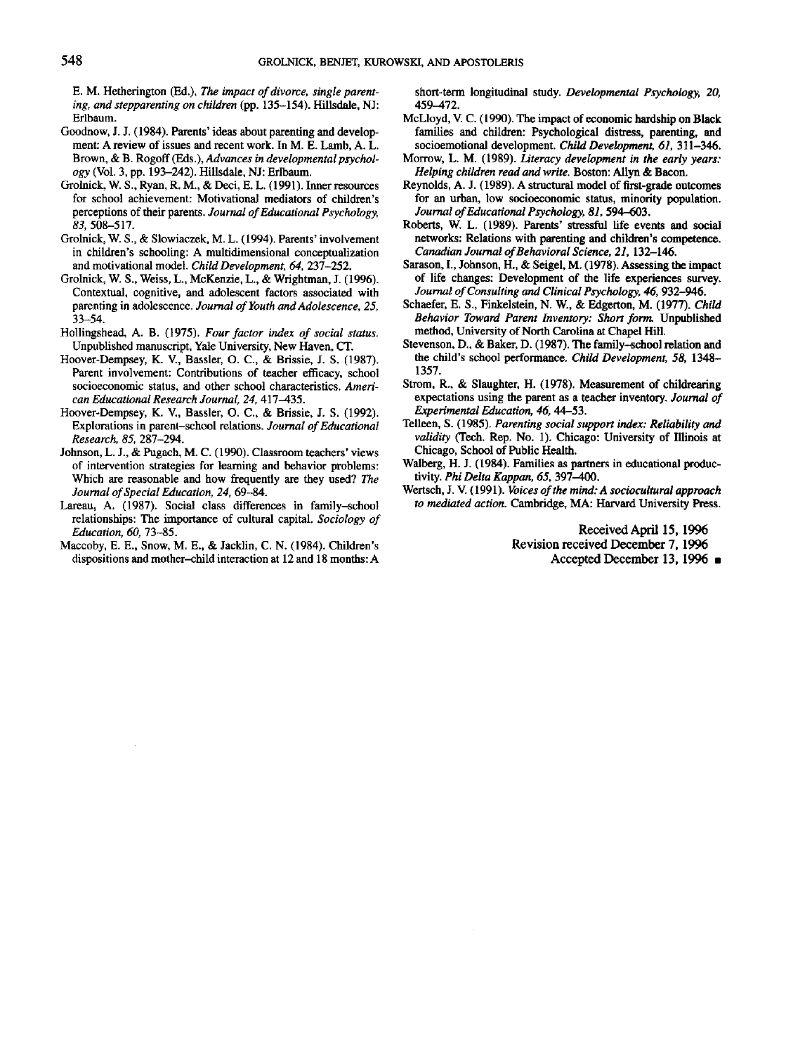E. M. Hetherington (Ed.), *The impact of divorce, single parenting, and stepparenting on children* (pp. 135–154). Hillsdale, NJ: Erlbaum.

Goodnow, J. J. (1984). Parents' ideas about parenting and development: A review of issues and recent work. In M. E. Lamb, A. L. Brown, & B. Rogoff (Eds.), *Advances in developmental psychology* (Vol. 3, pp. 193–242). Hillsdale, NJ: Erlbaum.

Grolnick, W. S., Ryan, R. M., & Deci, E. L. (1991). Inner resources for school achievement: Motivational mediators of children's perceptions of their parents. *Journal of Educational Psychology, 83,* 508–517.

Grolnick, W. S., & Slowiaczek, M. L. (1994). Parents' involvement in children's schooling: A multidimensional conceptualization and motivational model. *Child Development, 64,* 237–252.

Grolnick, W. S., Weiss, L., McKenzie, L., & Wrightman, J. (1996). Contextual, cognitive, and adolescent factors associated with parenting in adolescence. *Journal of Youth and Adolescence, 25,* 33–54.

Hollingshead, A. B. (1975). *Four factor index of social status.* Unpublished manuscript, Yale University, New Haven, CT.

Hoover-Dempsey, K. V., Bassler, O. C., & Brissie, J. S. (1987). Parent involvement: Contributions of teacher efficacy, school socioeconomic status, and other school characteristics. *American Educational Research Journal, 24,* 417–435.

Hoover-Dempsey, K. V., Bassler, O. C., & Brissie, J. S. (1992). Explorations in parent–school relations. *Journal of Educational Research, 85,* 287–294.

Johnson, L. J., & Pugach, M. C. (1990). Classroom teachers' views of intervention strategies for learning and behavior problems: Which are reasonable and how frequently are they used? *The Journal of Special Education, 24,* 69–84.

Lareau, A. (1987). Social class differences in family–school relationships: The importance of cultural capital. *Sociology of Education, 60,* 73–85.

Maccoby, E. E., Snow, M. E., & Jacklin, C. N. (1984). Children's dispositions and mother–child interaction at 12 and 18 months: A short-term longitudinal study. *Developmental Psychology, 20,* 459–472.

McLloyd, V. C. (1990). The impact of economic hardship on Black families and children: Psychological distress, parenting, and socioemotional development. *Child Development, 61,* 311–346.

Morrow, L. M. (1989). *Literacy development in the early years: Helping children read and write.* Boston: Allyn & Bacon.

Reynolds, A. J. (1989). A structural model of first-grade outcomes for an urban, low socioeconomic status, minority population. *Journal of Educational Psychology, 81,* 594–603.

Roberts, W. L. (1989). Parents' stressful life events and social networks: Relations with parenting and children's competence. *Canadian Journal of Behavioral Science, 21,* 132–146.

Sarason, I., Johnson, H., & Seigel, M. (1978). Assessing the impact of life changes: Development of the life experiences survey. *Journal of Consulting and Clinical Psychology, 46,* 932–946.

Schaefer, E. S., Finkelstein, N. W., & Edgerton, M. (1977). *Child Behavior Toward Parent Inventory: Short form.* Unpublished method, University of North Carolina at Chapel Hill.

Stevenson, D., & Baker, D. (1987). The family–school relation and the child's school performance. *Child Development, 58,* 1348–1357.

Strom, R., & Slaughter, H. (1978). Measurement of childrearing expectations using the parent as a teacher inventory. *Journal of Experimental Education, 46,* 44–53.

Telleen, S. (1985). *Parenting social support index: Reliability and validity* (Tech. Rep. No. 1). Chicago: University of Illinois at Chicago, School of Public Health.

Walberg, H. J. (1984). Families as partners in educational productivity. *Phi Delta Kappan, 65,* 397–400.

Wertsch, J. V. (1991). *Voices of the mind: A sociocultural approach to mediated action.* Cambridge, MA: Harvard University Press.

Received April 15, 1996
Revision received December 7, 1996
Accepted December 13, 1996 ■